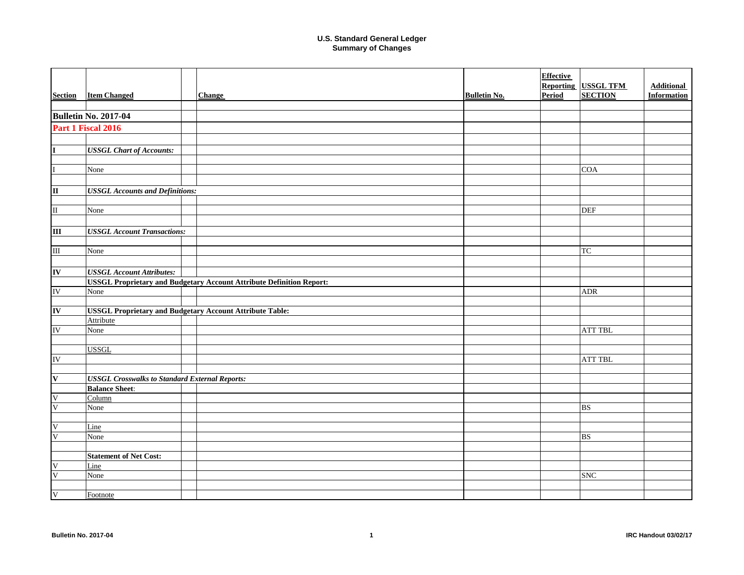# U.S. Standard General Ledger
## Summary of Changes

| Section | Item Changed | | Change | Bulletin No. | Effective Reporting Period | USSGL TFM SECTION | Additional Information |
|---|---|---|---|---|---|---|---|
| | | | | | | | |
| **Bulletin No. 2017-04** | | | | | | | |
| **Part 1 Fiscal 2016** | | | | | | | |
| | | | | | | | |
| **I** | ***USSGL Chart of Accounts:*** | | | | | | |
| | | | | | | | |
| I | None | | | | | COA | |
| | | | | | | | |
| **II** | ***USSGL Accounts and Definitions:*** | | | | | | |
| | | | | | | | |
| II | None | | | | | DEF | |
| | | | | | | | |
| **III** | ***USSGL Account Transactions:*** | | | | | | |
| | | | | | | | |
| III | None | | | | | TC | |
| | | | | | | | |
| **IV** | ***USSGL Account Attributes:*** | | | | | | |
| | **USSGL Proprietary and Budgetary Account Attribute Definition Report:** | | | | | | |
| IV | None | | | | | ADR | |
| | | | | | | | |
| **IV** | **USSGL Proprietary and Budgetary Account Attribute Table:** | | | | | | |
| | Attribute | | | | | | |
| IV | None | | | | | ATT TBL | |
| | | | | | | | |
| | USSGL | | | | | | |
| IV | | | | | | ATT TBL | |
| | | | | | | | |
| **V** | ***USSGL Crosswalks to Standard External Reports:*** | | | | | | |
| | **Balance Sheet**: | | | | | | |
| V | Column | | | | | | |
| V | None | | | | | BS | |
| | | | | | | | |
| V | Line | | | | | | |
| V | None | | | | | BS | |
| | | | | | | | |
| | **Statement of Net Cost:** | | | | | | |
| V | Line | | | | | | |
| V | None | | | | | SNC | |
| | | | | | | | |
| V | Footnote | | | | | | |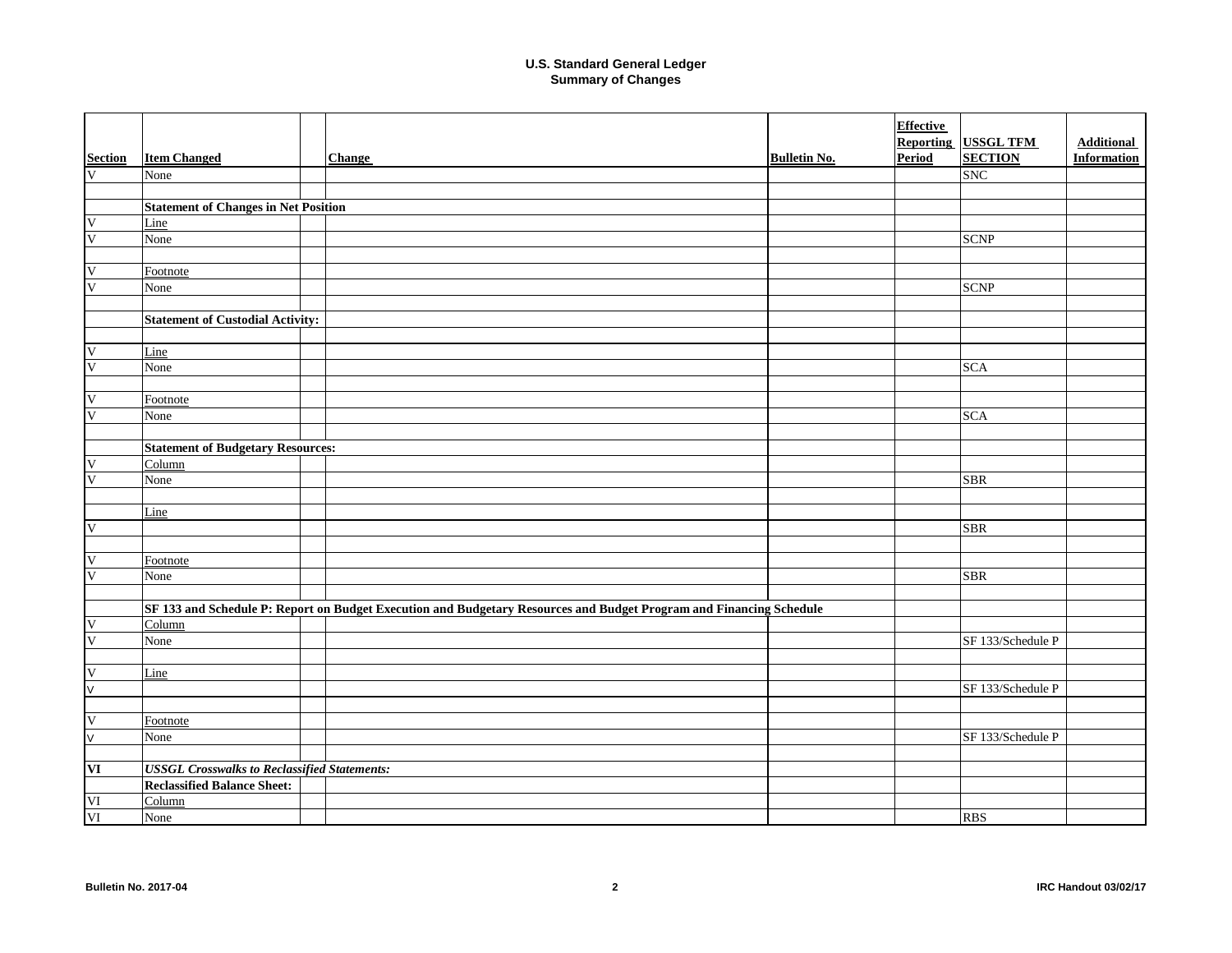## U.S. Standard General Ledger
## Summary of Changes

| Section | Item Changed | | Change | Bulletin No. | Effective Reporting Period | USSGL TFM SECTION | Additional Information |
|---|---|---|---|---|---|---|---|
| V | None | | | | | SNC | |
| | | | | | | | |
| | **Statement of Changes in Net Position** | | | | | | |
| V | Line | | | | | | |
| V | None | | | | | SCNP | |
| | | | | | | | |
| V | Footnote | | | | | | |
| V | None | | | | | SCNP | |
| | | | | | | | |
| | **Statement of Custodial Activity:** | | | | | | |
| | | | | | | | |
| V | Line | | | | | | |
| V | None | | | | | SCA | |
| | | | | | | | |
| V | Footnote | | | | | | |
| V | None | | | | | SCA | |
| | | | | | | | |
| | **Statement of Budgetary Resources:** | | | | | | |
| V | Column | | | | | | |
| V | None | | | | | SBR | |
| | | | | | | | |
| | Line | | | | | | |
| V | | | | | | SBR | |
| | | | | | | | |
| V | Footnote | | | | | | |
| V | None | | | | | SBR | |
| | | | | | | | |
| | **SF 133 and Schedule P: Report on Budget Execution and Budgetary Resources and Budget Program and Financing Schedule** | | | | | | |
| V | Column | | | | | | |
| V | None | | | | | SF 133/Schedule P | |
| | | | | | | | |
| V | Line | | | | | | |
| V | | | | | | SF 133/Schedule P | |
| | | | | | | | |
| V | Footnote | | | | | | |
| V | None | | | | | SF 133/Schedule P | |
| | | | | | | | |
| **VI** | ***USSGL Crosswalks to Reclassified Statements:*** | | | | | | |
| | **Reclassified Balance Sheet:** | | | | | | |
| VI | Column | | | | | | |
| VI | None | | | | | RBS | |

Bulletin No. 2017-04 | IRC Handout 03/02/17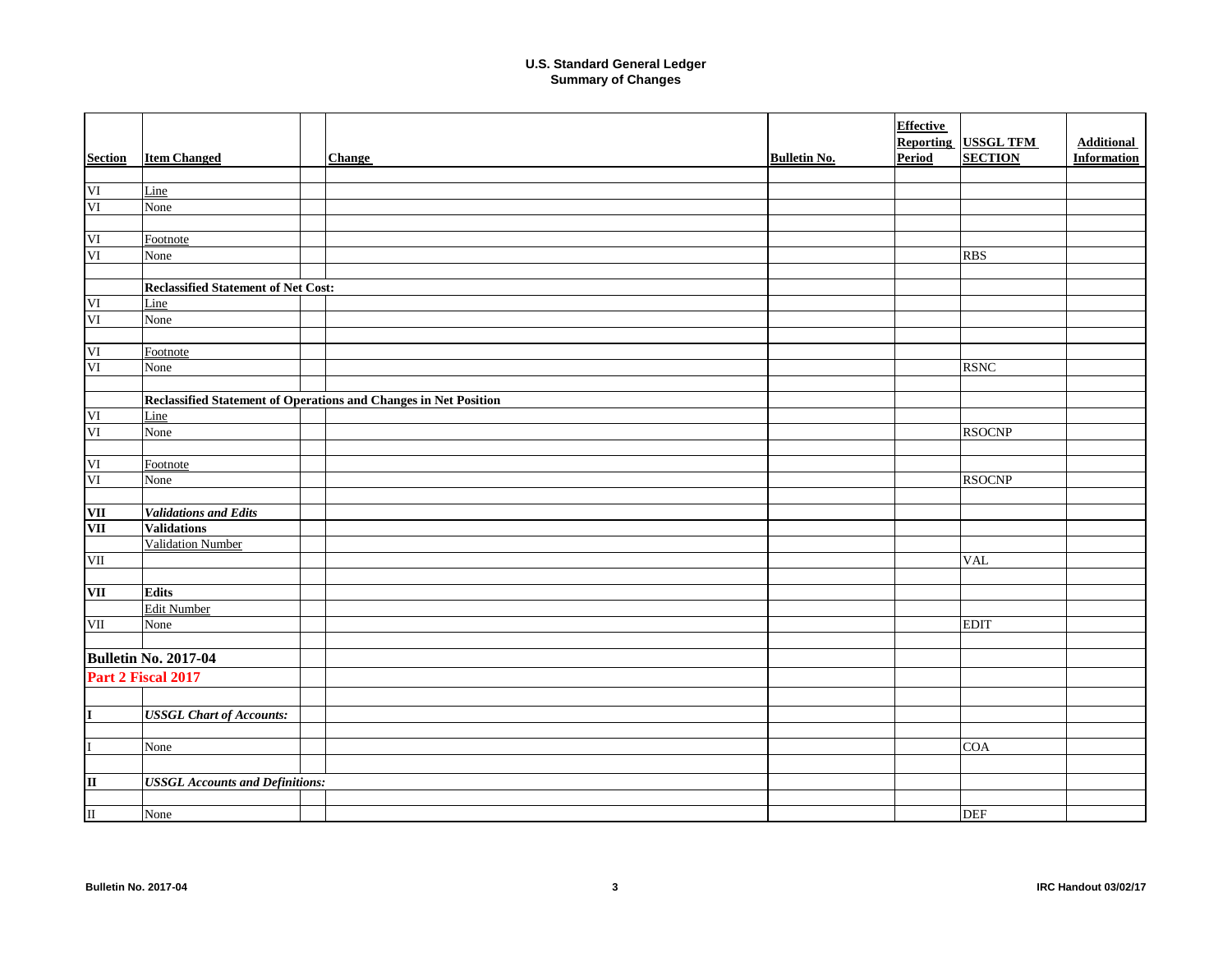# U.S. Standard General Ledger
## Summary of Changes

| Section | Item Changed | | Change | Bulletin No. | Effective Reporting Period | USSGL TFM SECTION | Additional Information |
|---|---|---|---|---|---|---|---|
| | | | | | | | |
| VI | Line | | | | | | |
| VI | None | | | | | | |
| | | | | | | | |
| VI | Footnote | | | | | | |
| VI | None | | | | | RBS | |
| | | | | | | | |
| | **Reclassified Statement of Net Cost:** | | | | | | |
| VI | Line | | | | | | |
| VI | None | | | | | | |
| | | | | | | | |
| VI | Footnote | | | | | | |
| VI | None | | | | | RSNC | |
| | | | | | | | |
| | **Reclassified Statement of Operations and Changes in Net Position** | | | | | | |
| VI | Line | | | | | | |
| VI | None | | | | | RSOCNP | |
| | | | | | | | |
| VI | Footnote | | | | | | |
| VI | None | | | | | RSOCNP | |
| | | | | | | | |
| **VII** | ***Validations and Edits*** | | | | | | |
| **VII** | **Validations** | | | | | | |
| | Validation Number | | | | | | |
| VII | | | | | | VAL | |
| | | | | | | | |
| **VII** | **Edits** | | | | | | |
| | Edit Number | | | | | | |
| VII | None | | | | | EDIT | |
| | | | | | | | |
| **Bulletin No. 2017-04** | | | | | | | |
| **Part 2 Fiscal 2017** | | | | | | | |
| | | | | | | | |
| **I** | ***USSGL Chart of Accounts:*** | | | | | | |
| | | | | | | | |
| I | None | | | | | COA | |
| | | | | | | | |
| **II** | ***USSGL Accounts and Definitions:*** | | | | | | |
| | | | | | | | |
| II | None | | | | | DEF | |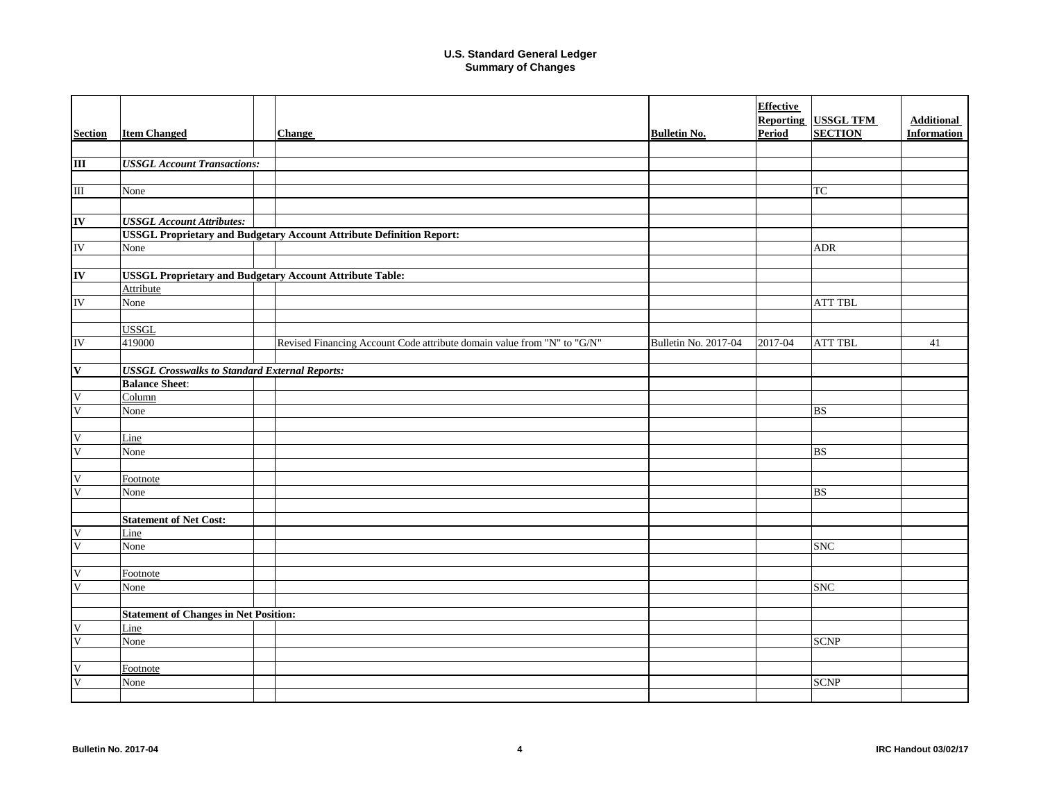# U.S. Standard General Ledger
## Summary of Changes

| Section | Item Changed | | Change | Bulletin No. | Effective Reporting Period | USSGL TFM SECTION | Additional Information |
|---|---|---|---|---|---|---|---|
| | | | | | | | |
| **III** | ***USSGL Account Transactions:*** | | | | | | |
| | | | | | | | |
| III | None | | | | | TC | |
| | | | | | | | |
| **IV** | ***USSGL Account Attributes:*** | | | | | | |
| | **USSGL Proprietary and Budgetary Account Attribute Definition Report:** | | | | | | |
| IV | None | | | | | ADR | |
| | | | | | | | |
| **IV** | **USSGL Proprietary and Budgetary Account Attribute Table:** | | | | | | |
| | Attribute | | | | | | |
| IV | None | | | | | ATT TBL | |
| | | | | | | | |
| | USSGL | | | | | | |
| IV | 419000 | | Revised Financing Account Code attribute domain value from "N" to "G/N" | Bulletin No. 2017-04 | 2017-04 | ATT TBL | 41 |
| | | | | | | | |
| **V** | ***USSGL Crosswalks to Standard External Reports:*** | | | | | | |
| | **Balance Sheet**: | | | | | | |
| V | Column | | | | | | |
| V | None | | | | | BS | |
| | | | | | | | |
| V | Line | | | | | | |
| V | None | | | | | BS | |
| | | | | | | | |
| V | Footnote | | | | | | |
| V | None | | | | | BS | |
| | | | | | | | |
| | **Statement of Net Cost:** | | | | | | |
| V | Line | | | | | | |
| V | None | | | | | SNC | |
| | | | | | | | |
| V | Footnote | | | | | | |
| V | None | | | | | SNC | |
| | | | | | | | |
| | **Statement of Changes in Net Position:** | | | | | | |
| V | Line | | | | | | |
| V | None | | | | | SCNP | |
| | | | | | | | |
| V | Footnote | | | | | | |
| V | None | | | | | SCNP | |
| | | | | | | | |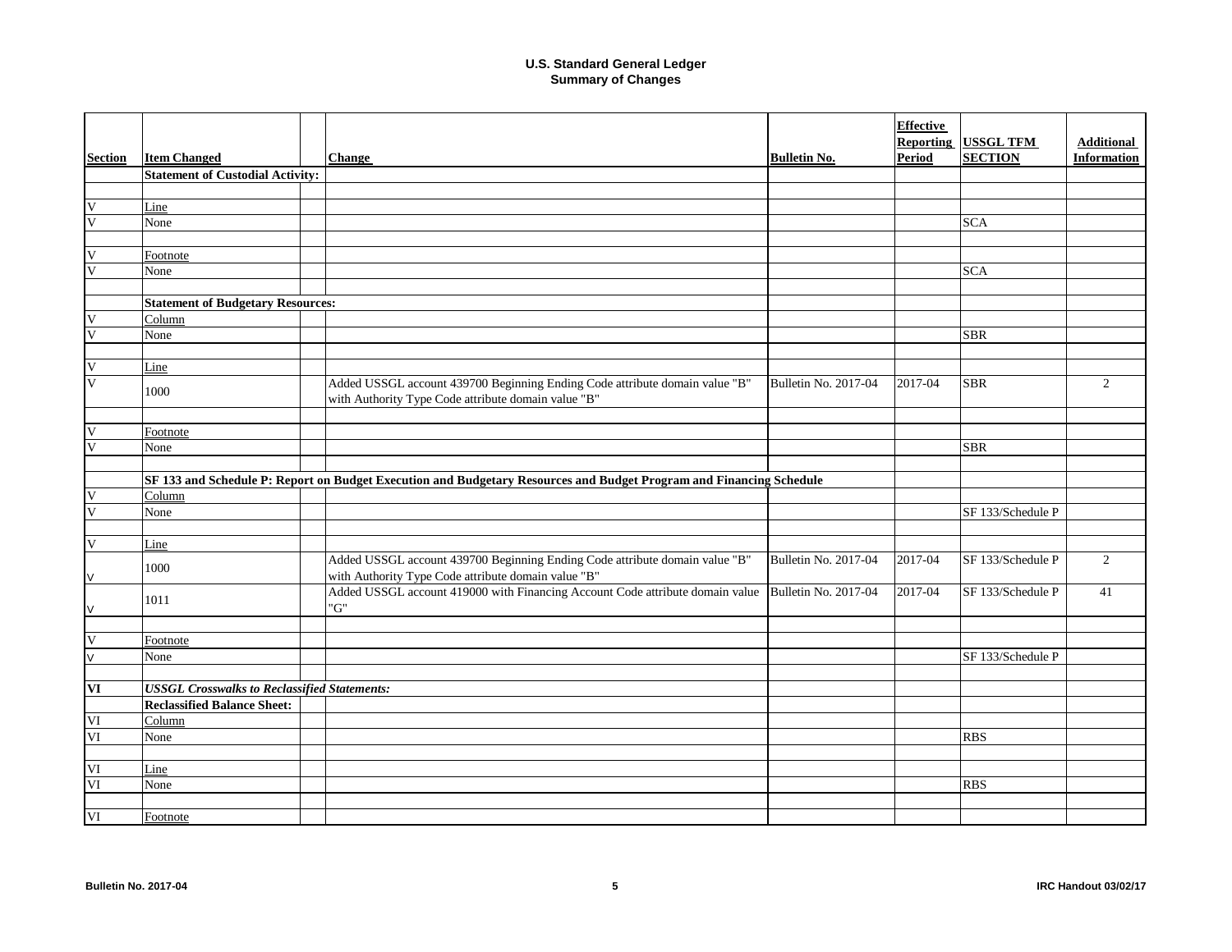## U.S. Standard General Ledger
## Summary of Changes

| Section | Item Changed | | Change | Bulletin No. | Effective Reporting Period | USSGL TFM SECTION | Additional Information |
|---|---|---|---|---|---|---|---|
| | **Statement of Custodial Activity:** | | | | | | |
| | | | | | | | |
| V | Line | | | | | | |
| V | None | | | | | SCA | |
| | | | | | | | |
| V | Footnote | | | | | | |
| V | None | | | | | SCA | |
| | | | | | | | |
| | **Statement of Budgetary Resources:** | | | | | | |
| V | Column | | | | | | |
| V | None | | | | | SBR | |
| | | | | | | | |
| V | Line | | | | | | |
| V | 1000 | | Added USSGL account 439700 Beginning Ending Code attribute domain value "B" with Authority Type Code attribute domain value "B" | Bulletin No. 2017-04 | 2017-04 | SBR | 2 |
| | | | | | | | |
| V | Footnote | | | | | | |
| V | None | | | | | SBR | |
| | | | | | | | |
| | **SF 133 and Schedule P: Report on Budget Execution and Budgetary Resources and Budget Program and Financing Schedule** | | | | | | |
| V | Column | | | | | | |
| V | None | | | | | SF 133/Schedule P | |
| | | | | | | | |
| V | Line | | | | | | |
| V | 1000 | | Added USSGL account 439700 Beginning Ending Code attribute domain value "B" with Authority Type Code attribute domain value "B" | Bulletin No. 2017-04 | 2017-04 | SF 133/Schedule P | 2 |
| V | 1011 | | Added USSGL account 419000 with Financing Account Code attribute domain value "G" | Bulletin No. 2017-04 | 2017-04 | SF 133/Schedule P | 41 |
| | | | | | | | |
| V | Footnote | | | | | | |
| V | None | | | | | SF 133/Schedule P | |
| | | | | | | | |
| **VI** | ***USSGL Crosswalks to Reclassified Statements:*** | | | | | | |
| | **Reclassified Balance Sheet:** | | | | | | |
| VI | Column | | | | | | |
| VI | None | | | | | RBS | |
| | | | | | | | |
| VI | Line | | | | | | |
| VI | None | | | | | RBS | |
| | | | | | | | |
| VI | Footnote | | | | | | |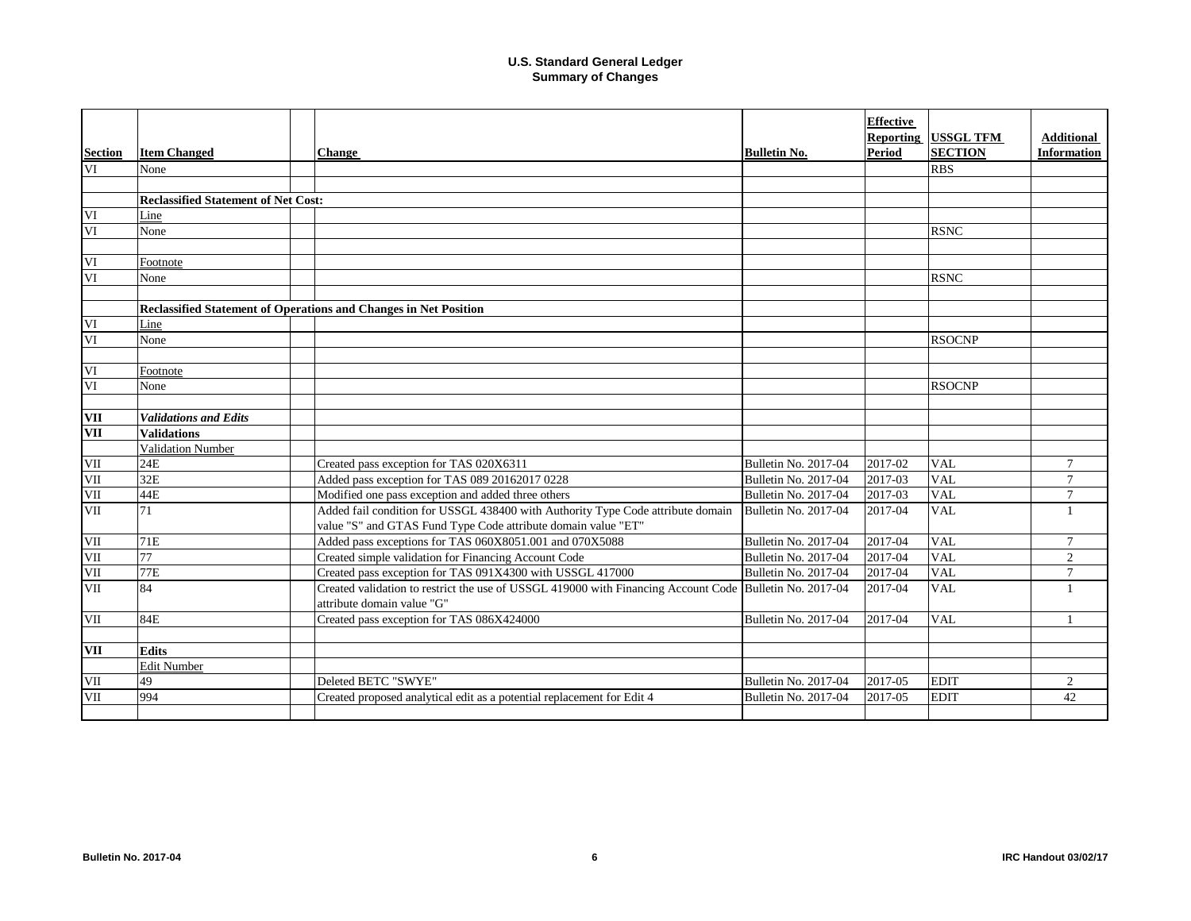## U.S. Standard General Ledger
## Summary of Changes

| Section | Item Changed | | Change | Bulletin No. | Effective Reporting Period | USSGL TFM SECTION | Additional Information |
|---|---|---|---|---|---|---|---|
| VI | None | | | | | RBS | |
| | | | | | | | |
| | **Reclassified Statement of Net Cost:** | | | | | | |
| VI | Line | | | | | | |
| VI | None | | | | | RSNC | |
| | | | | | | | |
| VI | Footnote | | | | | | |
| VI | None | | | | | RSNC | |
| | | | | | | | |
| | **Reclassified Statement of Operations and Changes in Net Position** | | | | | | |
| VI | Line | | | | | | |
| VI | None | | | | | RSOCNP | |
| | | | | | | | |
| VI | Footnote | | | | | | |
| VI | None | | | | | RSOCNP | |
| | | | | | | | |
| **VII** | ***Validations and Edits*** | | | | | | |
| **VII** | **Validations** | | | | | | |
| | Validation Number | | | | | | |
| VII | 24E | | Created pass exception for TAS 020X6311 | Bulletin No. 2017-04 | 2017-02 | VAL | 7 |
| VII | 32E | | Added pass exception for TAS 089 20162017 0228 | Bulletin No. 2017-04 | 2017-03 | VAL | 7 |
| VII | 44E | | Modified one pass exception and added three others | Bulletin No. 2017-04 | 2017-03 | VAL | 7 |
| VII | 71 | | Added fail condition for USSGL 438400 with Authority Type Code attribute domain value "S" and GTAS Fund Type Code attribute domain value "ET" | Bulletin No. 2017-04 | 2017-04 | VAL | 1 |
| VII | 71E | | Added pass exceptions for TAS 060X8051.001 and 070X5088 | Bulletin No. 2017-04 | 2017-04 | VAL | 7 |
| VII | 77 | | Created simple validation for Financing Account Code | Bulletin No. 2017-04 | 2017-04 | VAL | 2 |
| VII | 77E | | Created pass exception for TAS 091X4300 with USSGL 417000 | Bulletin No. 2017-04 | 2017-04 | VAL | 7 |
| VII | 84 | | Created validation to restrict the use of USSGL 419000 with Financing Account Code attribute domain value "G" | Bulletin No. 2017-04 | 2017-04 | VAL | 1 |
| VII | 84E | | Created pass exception for TAS 086X424000 | Bulletin No. 2017-04 | 2017-04 | VAL | 1 |
| | | | | | | | |
| **VII** | **Edits** | | | | | | |
| | Edit Number | | | | | | |
| VII | 49 | | Deleted BETC "SWYE" | Bulletin No. 2017-04 | 2017-05 | EDIT | 2 |
| VII | 994 | | Created proposed analytical edit as a potential replacement for Edit 4 | Bulletin No. 2017-04 | 2017-05 | EDIT | 42 |
| | | | | | | | |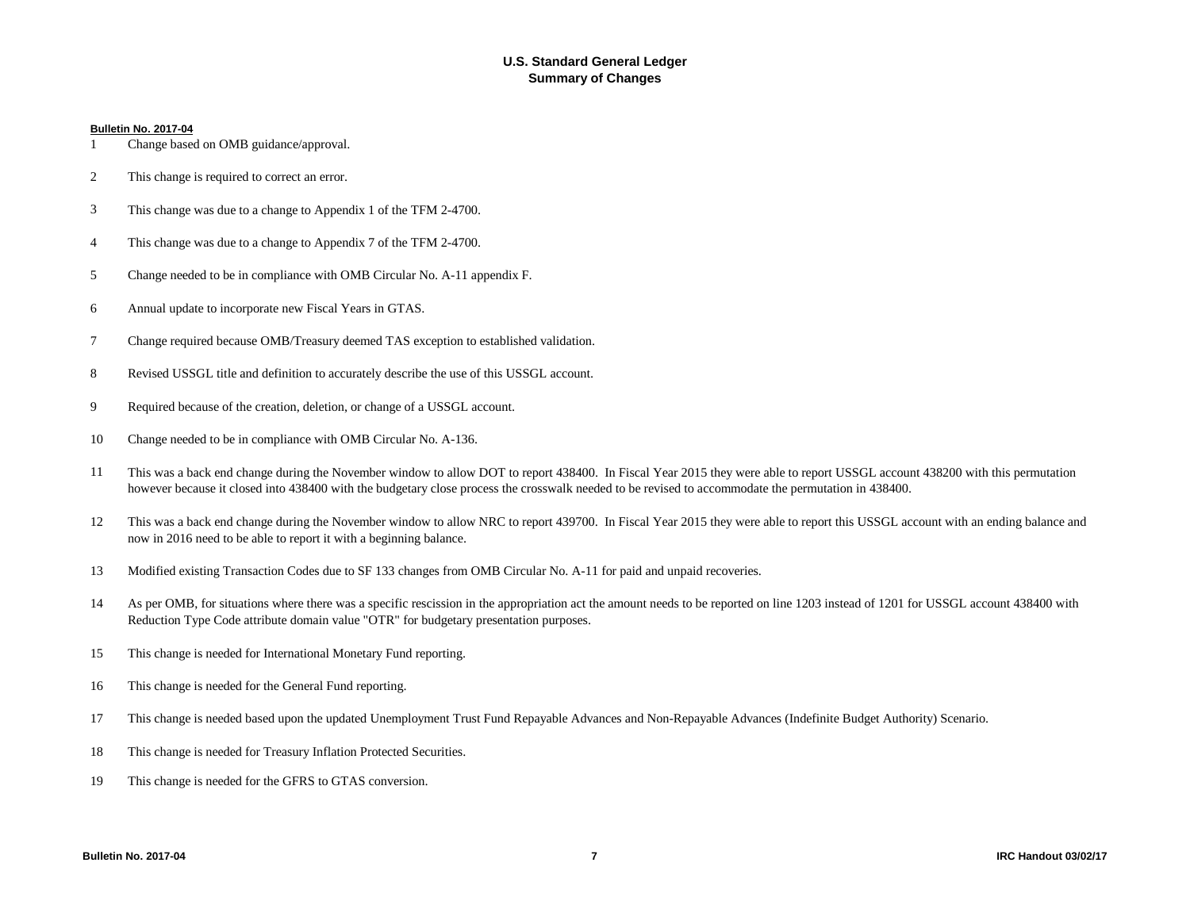# U.S. Standard General Ledger
## Summary of Changes

**Bulletin No. 2017-04**

1 Change based on OMB guidance/approval.

2 This change is required to correct an error.

3 This change was due to a change to Appendix 1 of the TFM 2-4700.

4 This change was due to a change to Appendix 7 of the TFM 2-4700.

5 Change needed to be in compliance with OMB Circular No. A-11 appendix F.

6 Annual update to incorporate new Fiscal Years in GTAS.

7 Change required because OMB/Treasury deemed TAS exception to established validation.

8 Revised USSGL title and definition to accurately describe the use of this USSGL account.

9 Required because of the creation, deletion, or change of a USSGL account.

10 Change needed to be in compliance with OMB Circular No. A-136.

11 This was a back end change during the November window to allow DOT to report 438400. In Fiscal Year 2015 they were able to report USSGL account 438200 with this permutation however because it closed into 438400 with the budgetary close process the crosswalk needed to be revised to accommodate the permutation in 438400.

12 This was a back end change during the November window to allow NRC to report 439700. In Fiscal Year 2015 they were able to report this USSGL account with an ending balance and now in 2016 need to be able to report it with a beginning balance.

13 Modified existing Transaction Codes due to SF 133 changes from OMB Circular No. A-11 for paid and unpaid recoveries.

14 As per OMB, for situations where there was a specific rescission in the appropriation act the amount needs to be reported on line 1203 instead of 1201 for USSGL account 438400 with Reduction Type Code attribute domain value "OTR" for budgetary presentation purposes.

15 This change is needed for International Monetary Fund reporting.

16 This change is needed for the General Fund reporting.

17 This change is needed based upon the updated Unemployment Trust Fund Repayable Advances and Non-Repayable Advances (Indefinite Budget Authority) Scenario.

18 This change is needed for Treasury Inflation Protected Securities.

19 This change is needed for the GFRS to GTAS conversion.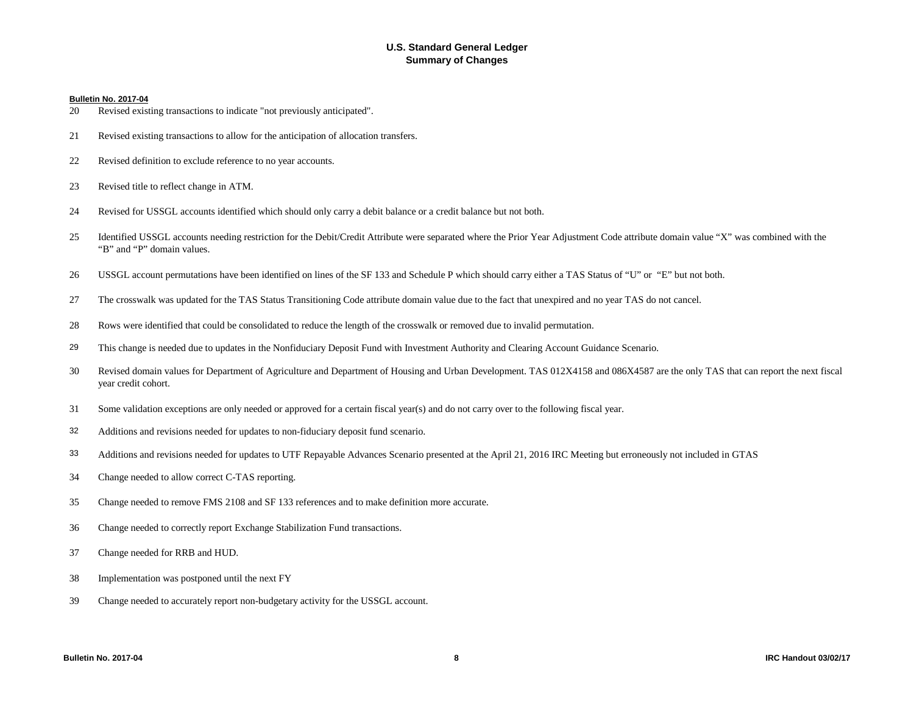# U.S. Standard General Ledger
## Summary of Changes

**Bulletin No. 2017-04**

20 Revised existing transactions to indicate "not previously anticipated".

21 Revised existing transactions to allow for the anticipation of allocation transfers.

22 Revised definition to exclude reference to no year accounts.

23 Revised title to reflect change in ATM.

24 Revised for USSGL accounts identified which should only carry a debit balance or a credit balance but not both.

25 Identified USSGL accounts needing restriction for the Debit/Credit Attribute were separated where the Prior Year Adjustment Code attribute domain value "X" was combined with the "B" and "P" domain values.

26 USSGL account permutations have been identified on lines of the SF 133 and Schedule P which should carry either a TAS Status of "U" or "E" but not both.

27 The crosswalk was updated for the TAS Status Transitioning Code attribute domain value due to the fact that unexpired and no year TAS do not cancel.

28 Rows were identified that could be consolidated to reduce the length of the crosswalk or removed due to invalid permutation.

29 This change is needed due to updates in the Nonfiduciary Deposit Fund with Investment Authority and Clearing Account Guidance Scenario.

30 Revised domain values for Department of Agriculture and Department of Housing and Urban Development. TAS 012X4158 and 086X4587 are the only TAS that can report the next fiscal year credit cohort.

31 Some validation exceptions are only needed or approved for a certain fiscal year(s) and do not carry over to the following fiscal year.

32 Additions and revisions needed for updates to non-fiduciary deposit fund scenario.

33 Additions and revisions needed for updates to UTF Repayable Advances Scenario presented at the April 21, 2016 IRC Meeting but erroneously not included in GTAS

34 Change needed to allow correct C-TAS reporting.

35 Change needed to remove FMS 2108 and SF 133 references and to make definition more accurate.

36 Change needed to correctly report Exchange Stabilization Fund transactions.

37 Change needed for RRB and HUD.

38 Implementation was postponed until the next FY

39 Change needed to accurately report non-budgetary activity for the USSGL account.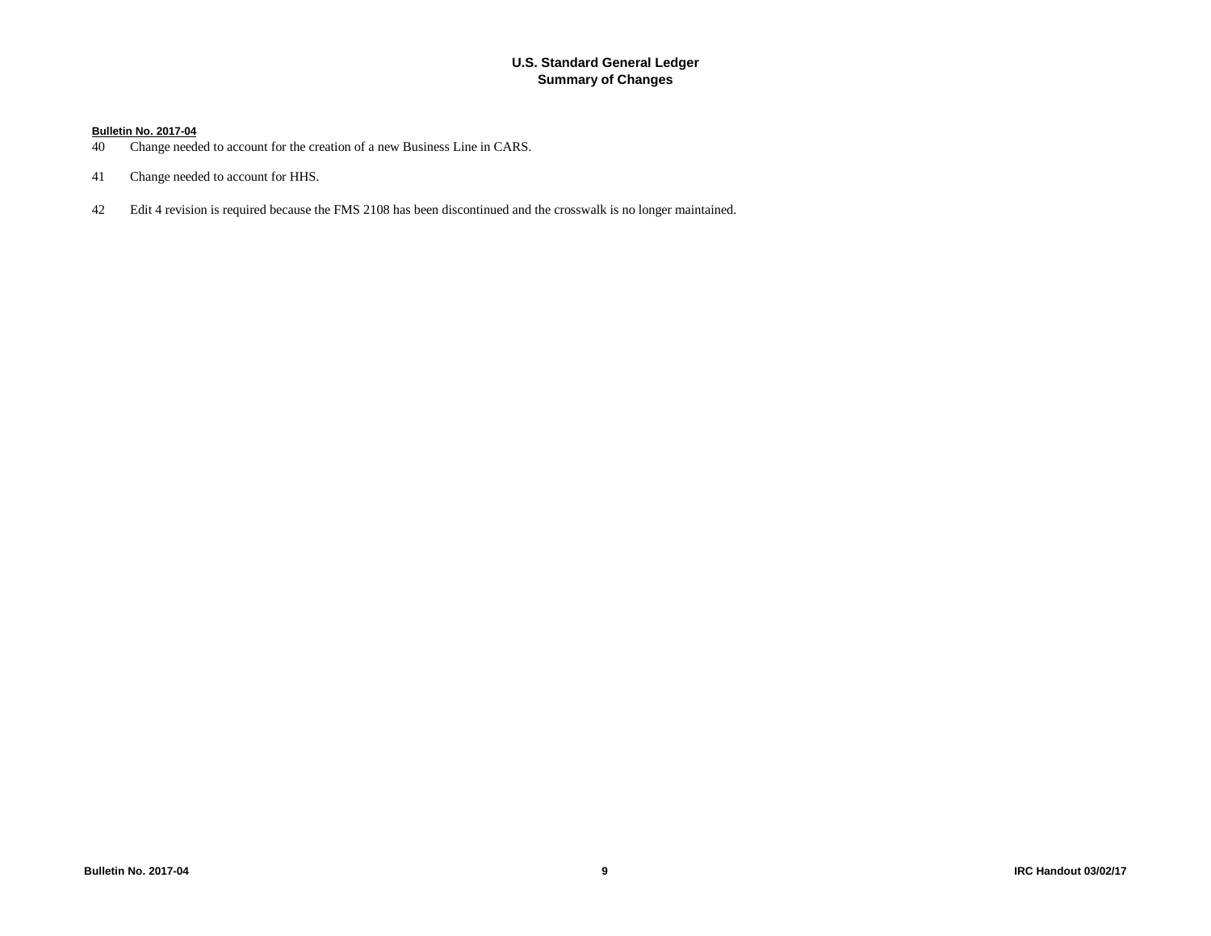# U.S. Standard General Ledger
## Summary of Changes

**Bulletin No. 2017-04**

40 Change needed to account for the creation of a new Business Line in CARS.

41 Change needed to account for HHS.

42 Edit 4 revision is required because the FMS 2108 has been discontinued and the crosswalk is no longer maintained.